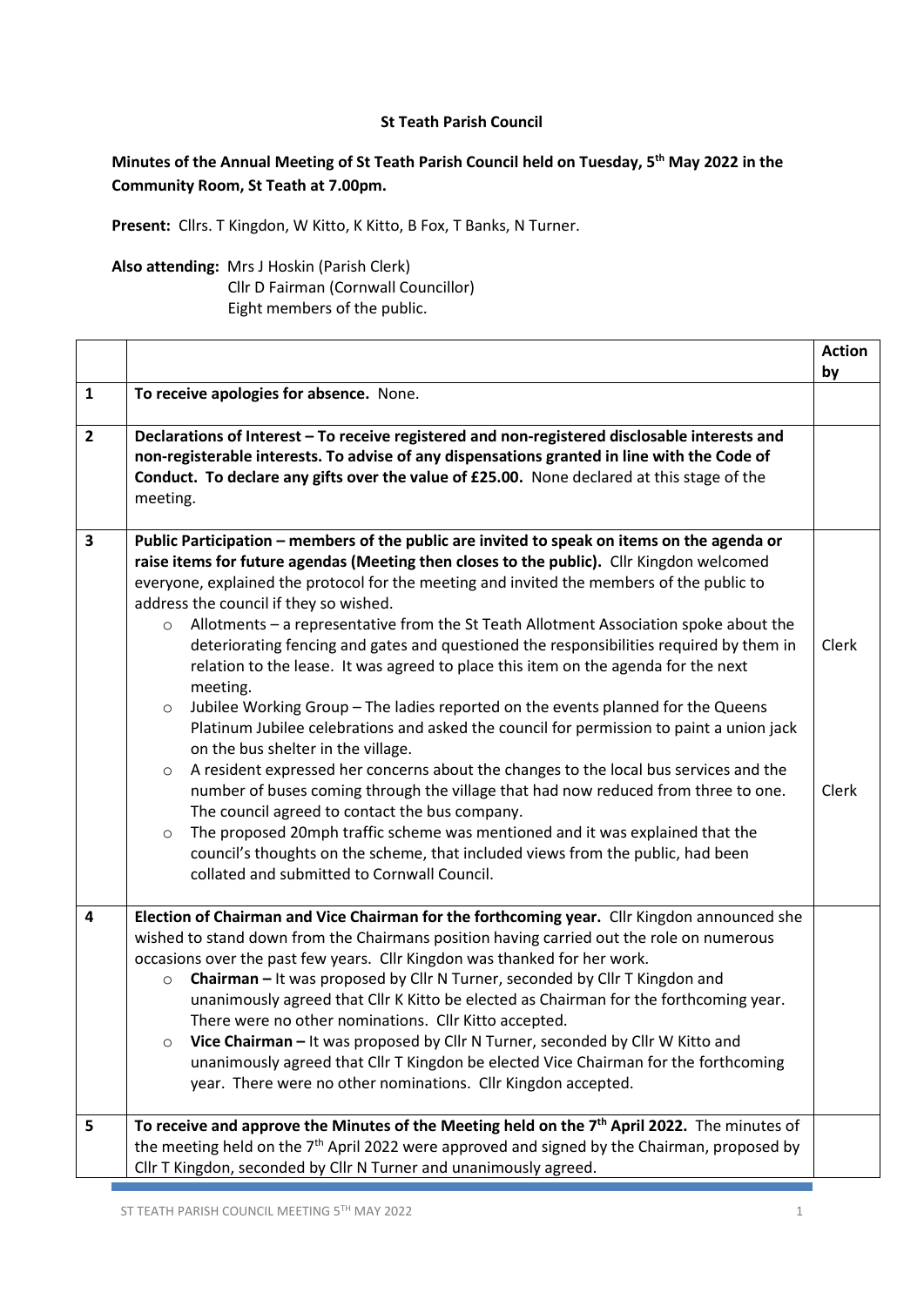**St Teath Parish Council**

**Minutes of the Annual Meeting of St Teath Parish Council held on Tuesday, 5th May 2022 in the Community Room, St Teath at 7.00pm.**

**Present:** Cllrs. T Kingdon, W Kitto, K Kitto, B Fox, T Banks, N Turner.

**Also attending:** Mrs J Hoskin (Parish Clerk)
Cllr D Fairman (Cornwall Councillor)
Eight members of the public.

| | | Action by |
|---|---|---|
| 1 | **To receive apologies for absence.** None. | |
| 2 | **Declarations of Interest – To receive registered and non-registered disclosable interests and non-registerable interests. To advise of any dispensations granted in line with the Code of Conduct. To declare any gifts over the value of £25.00.** None declared at this stage of the meeting. | |
| 3 | **Public Participation – members of the public are invited to speak on items on the agenda or raise items for future agendas (Meeting then closes to the public).** Cllr Kingdon welcomed everyone, explained the protocol for the meeting and invited the members of the public to address the council if they so wished.<br>○ Allotments – a representative from the St Teath Allotment Association spoke about the deteriorating fencing and gates and questioned the responsibilities required by them in relation to the lease. It was agreed to place this item on the agenda for the next meeting.<br>○ Jubilee Working Group – The ladies reported on the events planned for the Queens Platinum Jubilee celebrations and asked the council for permission to paint a union jack on the bus shelter in the village.<br>○ A resident expressed her concerns about the changes to the local bus services and the number of buses coming through the village that had now reduced from three to one. The council agreed to contact the bus company.<br>○ The proposed 20mph traffic scheme was mentioned and it was explained that the council's thoughts on the scheme, that included views from the public, had been collated and submitted to Cornwall Council. | Clerk<br><br>Clerk |
| 4 | **Election of Chairman and Vice Chairman for the forthcoming year.** Cllr Kingdon announced she wished to stand down from the Chairmans position having carried out the role on numerous occasions over the past few years. Cllr Kingdon was thanked for her work.<br>○ **Chairman –** It was proposed by Cllr N Turner, seconded by Cllr T Kingdon and unanimously agreed that Cllr K Kitto be elected as Chairman for the forthcoming year. There were no other nominations. Cllr Kitto accepted.<br>○ **Vice Chairman –** It was proposed by Cllr N Turner, seconded by Cllr W Kitto and unanimously agreed that Cllr T Kingdon be elected Vice Chairman for the forthcoming year. There were no other nominations. Cllr Kingdon accepted. | |
| 5 | **To receive and approve the Minutes of the Meeting held on the 7th April 2022.** The minutes of the meeting held on the 7th April 2022 were approved and signed by the Chairman, proposed by Cllr T Kingdon, seconded by Cllr N Turner and unanimously agreed. | |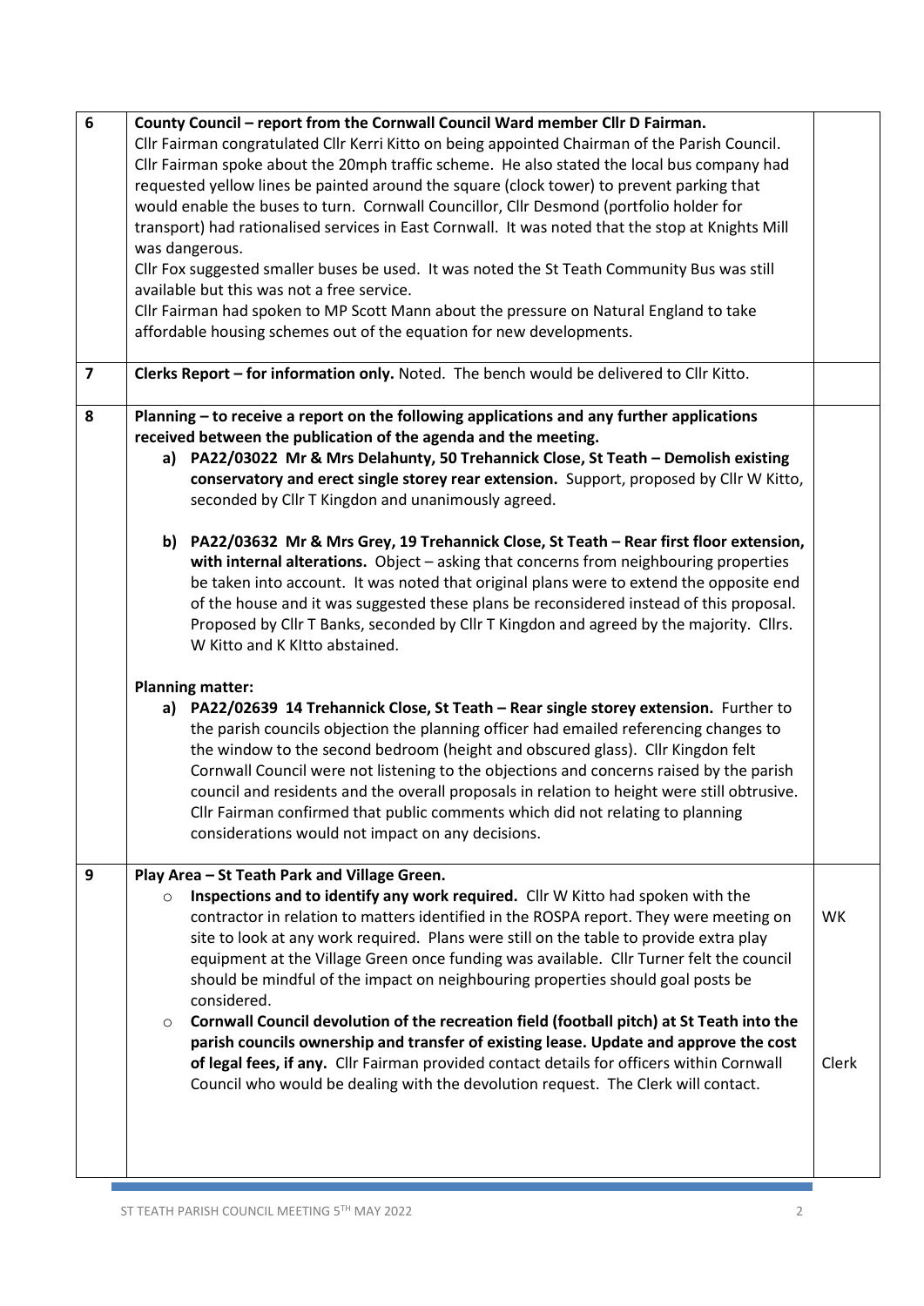| | | |
|---|---|---|
| 6 | **County Council – report from the Cornwall Council Ward member Cllr D Fairman.**<br>Cllr Fairman congratulated Cllr Kerri Kitto on being appointed Chairman of the Parish Council. Cllr Fairman spoke about the 20mph traffic scheme. He also stated the local bus company had requested yellow lines be painted around the square (clock tower) to prevent parking that would enable the buses to turn. Cornwall Councillor, Cllr Desmond (portfolio holder for transport) had rationalised services in East Cornwall. It was noted that the stop at Knights Mill was dangerous.<br>Cllr Fox suggested smaller buses be used. It was noted the St Teath Community Bus was still available but this was not a free service.<br>Cllr Fairman had spoken to MP Scott Mann about the pressure on Natural England to take affordable housing schemes out of the equation for new developments. | |
| 7 | **Clerks Report – for information only.** Noted. The bench would be delivered to Cllr Kitto. | |
| 8 | **Planning – to receive a report on the following applications and any further applications received between the publication of the agenda and the meeting.**<br>a) **PA22/03022 Mr & Mrs Delahunty, 50 Trehannick Close, St Teath – Demolish existing conservatory and erect single storey rear extension.** Support, proposed by Cllr W Kitto, seconded by Cllr T Kingdon and unanimously agreed.<br><br>b) **PA22/03632 Mr & Mrs Grey, 19 Trehannick Close, St Teath – Rear first floor extension, with internal alterations.** Object – asking that concerns from neighbouring properties be taken into account. It was noted that original plans were to extend the opposite end of the house and it was suggested these plans be reconsidered instead of this proposal. Proposed by Cllr T Banks, seconded by Cllr T Kingdon and agreed by the majority. Cllrs. W Kitto and K KItto abstained.<br><br>**Planning matter:**<br>a) **PA22/02639 14 Trehannick Close, St Teath – Rear single storey extension.** Further to the parish councils objection the planning officer had emailed referencing changes to the window to the second bedroom (height and obscured glass). Cllr Kingdon felt Cornwall Council were not listening to the objections and concerns raised by the parish council and residents and the overall proposals in relation to height were still obtrusive. Cllr Fairman confirmed that public comments which did not relating to planning considerations would not impact on any decisions. | |
| 9 | **Play Area – St Teath Park and Village Green.**<br>○ **Inspections and to identify any work required.** Cllr W Kitto had spoken with the contractor in relation to matters identified in the ROSPA report. They were meeting on site to look at any work required. Plans were still on the table to provide extra play equipment at the Village Green once funding was available. Cllr Turner felt the council should be mindful of the impact on neighbouring properties should goal posts be considered.<br>○ **Cornwall Council devolution of the recreation field (football pitch) at St Teath into the parish councils ownership and transfer of existing lease. Update and approve the cost of legal fees, if any.** Cllr Fairman provided contact details for officers within Cornwall Council who would be dealing with the devolution request. The Clerk will contact. | WK<br><br>Clerk |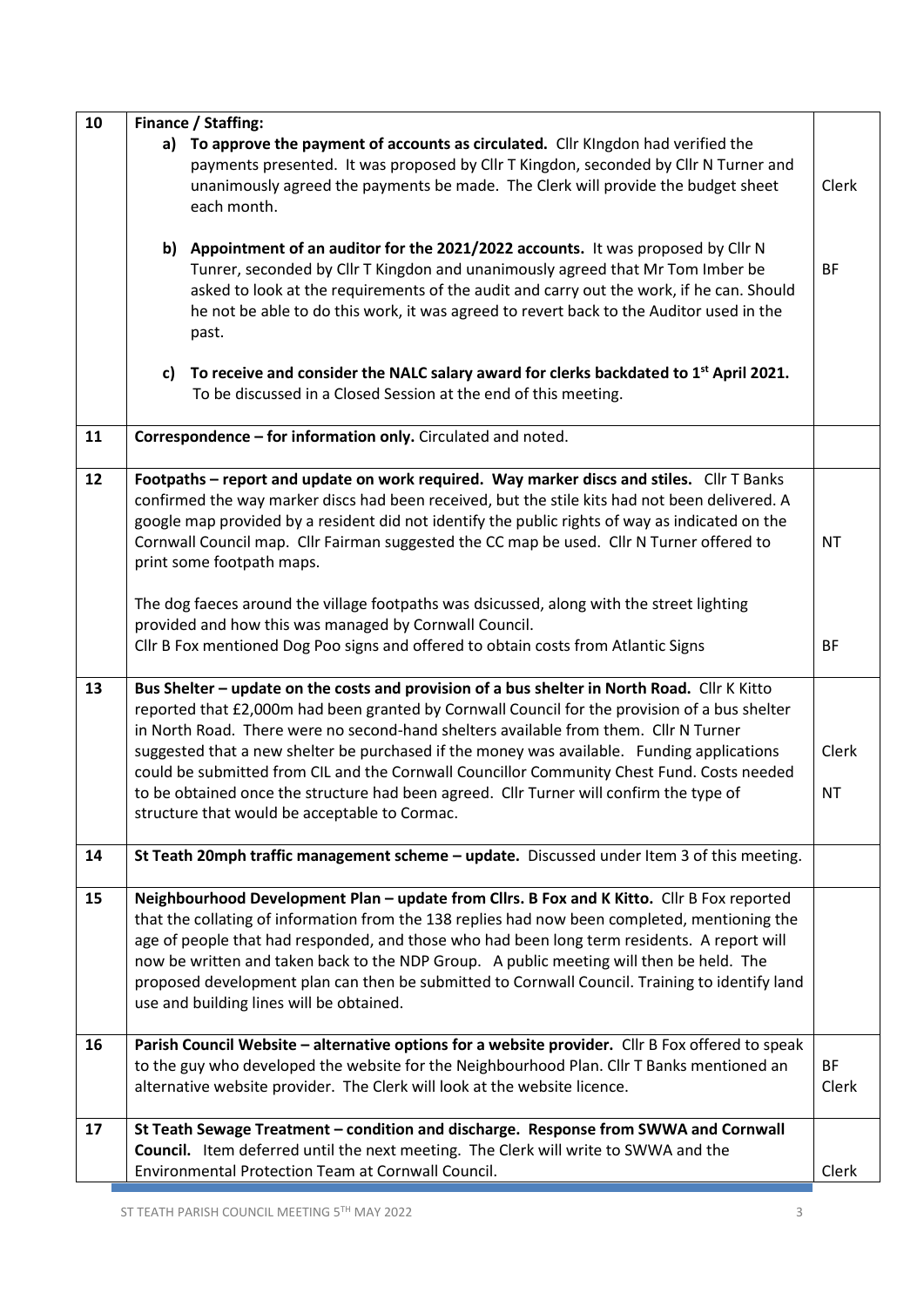| | | |
|---|---|---|
| 10 | **Finance / Staffing:**<br>**a) To approve the payment of accounts as circulated.** Cllr KIngdon had verified the payments presented. It was proposed by Cllr T Kingdon, seconded by Cllr N Turner and unanimously agreed the payments be made. The Clerk will provide the budget sheet each month.<br><br>**b) Appointment of an auditor for the 2021/2022 accounts.** It was proposed by Cllr N Tunrer, seconded by Cllr T Kingdon and unanimously agreed that Mr Tom Imber be asked to look at the requirements of the audit and carry out the work, if he can. Should he not be able to do this work, it was agreed to revert back to the Auditor used in the past.<br><br>**c) To receive and consider the NALC salary award for clerks backdated to 1st April 2021.** To be discussed in a Closed Session at the end of this meeting. | Clerk<br><br><br><br>BF |
| 11 | **Correspondence – for information only.** Circulated and noted. | |
| 12 | **Footpaths – report and update on work required. Way marker discs and stiles.** Cllr T Banks confirmed the way marker discs had been received, but the stile kits had not been delivered. A google map provided by a resident did not identify the public rights of way as indicated on the Cornwall Council map. Cllr Fairman suggested the CC map be used. Cllr N Turner offered to print some footpath maps.<br><br>The dog faeces around the village footpaths was dsicussed, along with the street lighting provided and how this was managed by Cornwall Council.<br>Cllr B Fox mentioned Dog Poo signs and offered to obtain costs from Atlantic Signs | NT<br><br><br><br>BF |
| 13 | **Bus Shelter – update on the costs and provision of a bus shelter in North Road.** Cllr K Kitto reported that £2,000m had been granted by Cornwall Council for the provision of a bus shelter in North Road. There were no second-hand shelters available from them. Cllr N Turner suggested that a new shelter be purchased if the money was available. Funding applications could be submitted from CIL and the Cornwall Councillor Community Chest Fund. Costs needed to be obtained once the structure had been agreed. Cllr Turner will confirm the type of structure that would be acceptable to Cormac. | Clerk<br><br>NT |
| 14 | **St Teath 20mph traffic management scheme – update.** Discussed under Item 3 of this meeting. | |
| 15 | **Neighbourhood Development Plan – update from Cllrs. B Fox and K Kitto.** Cllr B Fox reported that the collating of information from the 138 replies had now been completed, mentioning the age of people that had responded, and those who had been long term residents. A report will now be written and taken back to the NDP Group. A public meeting will then be held. The proposed development plan can then be submitted to Cornwall Council. Training to identify land use and building lines will be obtained. | |
| 16 | **Parish Council Website – alternative options for a website provider.** Cllr B Fox offered to speak to the guy who developed the website for the Neighbourhood Plan. Cllr T Banks mentioned an alternative website provider. The Clerk will look at the website licence. | BF<br>Clerk |
| 17 | **St Teath Sewage Treatment – condition and discharge. Response from SWWA and Cornwall Council.** Item deferred until the next meeting. The Clerk will write to SWWA and the Environmental Protection Team at Cornwall Council. | Clerk |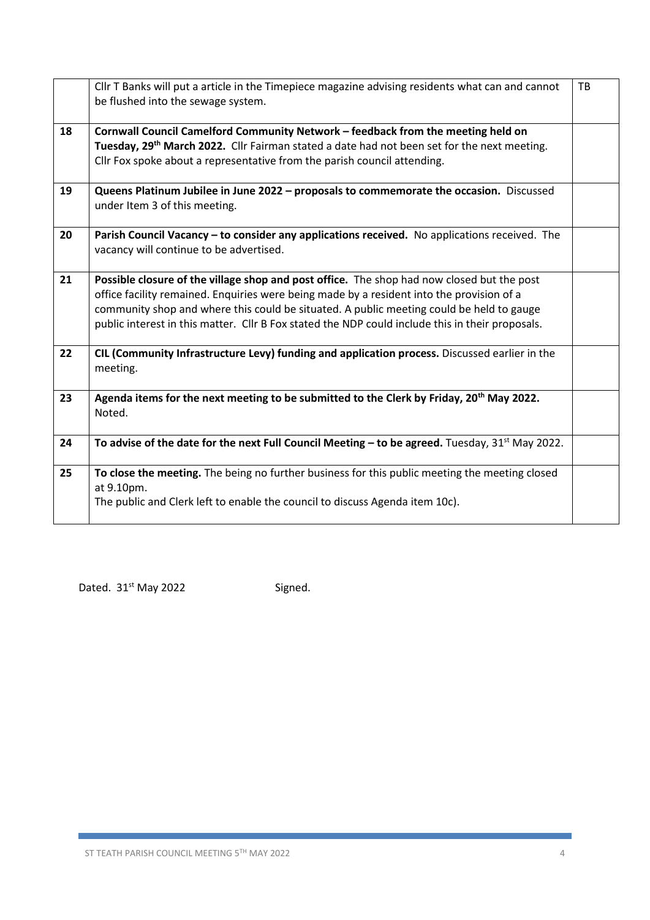| | | |
|---|---|---|
| | Cllr T Banks will put a article in the Timepiece magazine advising residents what can and cannot be flushed into the sewage system. | TB |
| 18 | **Cornwall Council Camelford Community Network – feedback from the meeting held on Tuesday, 29th March 2022.** Cllr Fairman stated a date had not been set for the next meeting. Cllr Fox spoke about a representative from the parish council attending. | |
| 19 | **Queens Platinum Jubilee in June 2022 – proposals to commemorate the occasion.** Discussed under Item 3 of this meeting. | |
| 20 | **Parish Council Vacancy – to consider any applications received.** No applications received. The vacancy will continue to be advertised. | |
| 21 | **Possible closure of the village shop and post office.** The shop had now closed but the post office facility remained. Enquiries were being made by a resident into the provision of a community shop and where this could be situated. A public meeting could be held to gauge public interest in this matter. Cllr B Fox stated the NDP could include this in their proposals. | |
| 22 | **CIL (Community Infrastructure Levy) funding and application process.** Discussed earlier in the meeting. | |
| 23 | **Agenda items for the next meeting to be submitted to the Clerk by Friday, 20th May 2022.** Noted. | |
| 24 | **To advise of the date for the next Full Council Meeting – to be agreed.** Tuesday, 31st May 2022. | |
| 25 | **To close the meeting.** The being no further business for this public meeting the meeting closed at 9.10pm.<br>The public and Clerk left to enable the council to discuss Agenda item 10c). | |

Dated. 31st May 2022 Signed.